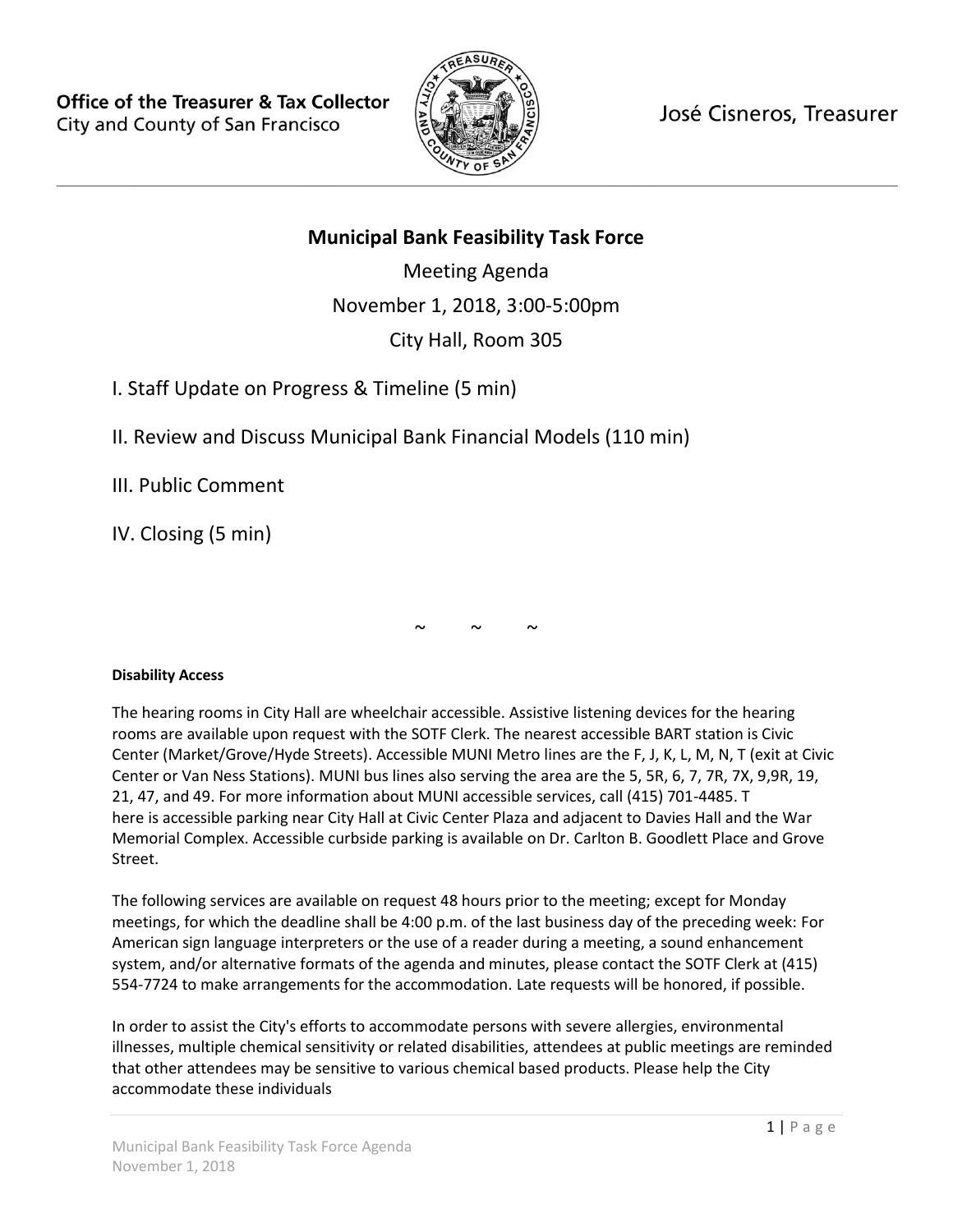**Office of the Treasurer & Tax Collector**
City and County of San Francisco

José Cisneros, Treasurer

# Municipal Bank Feasibility Task Force

Meeting Agenda

November 1, 2018, 3:00-5:00pm

City Hall, Room 305

I. Staff Update on Progress & Timeline (5 min)

II. Review and Discuss Municipal Bank Financial Models (110 min)

III. Public Comment

IV. Closing (5 min)

~ ~ ~

**Disability Access**

The hearing rooms in City Hall are wheelchair accessible. Assistive listening devices for the hearing rooms are available upon request with the SOTF Clerk. The nearest accessible BART station is Civic Center (Market/Grove/Hyde Streets). Accessible MUNI Metro lines are the F, J, K, L, M, N, T (exit at Civic Center or Van Ness Stations). MUNI bus lines also serving the area are the 5, 5R, 6, 7, 7R, 7X, 9,9R, 19, 21, 47, and 49. For more information about MUNI accessible services, call (415) 701-4485. T here is accessible parking near City Hall at Civic Center Plaza and adjacent to Davies Hall and the War Memorial Complex. Accessible curbside parking is available on Dr. Carlton B. Goodlett Place and Grove Street.

The following services are available on request 48 hours prior to the meeting; except for Monday meetings, for which the deadline shall be 4:00 p.m. of the last business day of the preceding week: For American sign language interpreters or the use of a reader during a meeting, a sound enhancement system, and/or alternative formats of the agenda and minutes, please contact the SOTF Clerk at (415) 554-7724 to make arrangements for the accommodation. Late requests will be honored, if possible.

In order to assist the City's efforts to accommodate persons with severe allergies, environmental illnesses, multiple chemical sensitivity or related disabilities, attendees at public meetings are reminded that other attendees may be sensitive to various chemical based products. Please help the City accommodate these individuals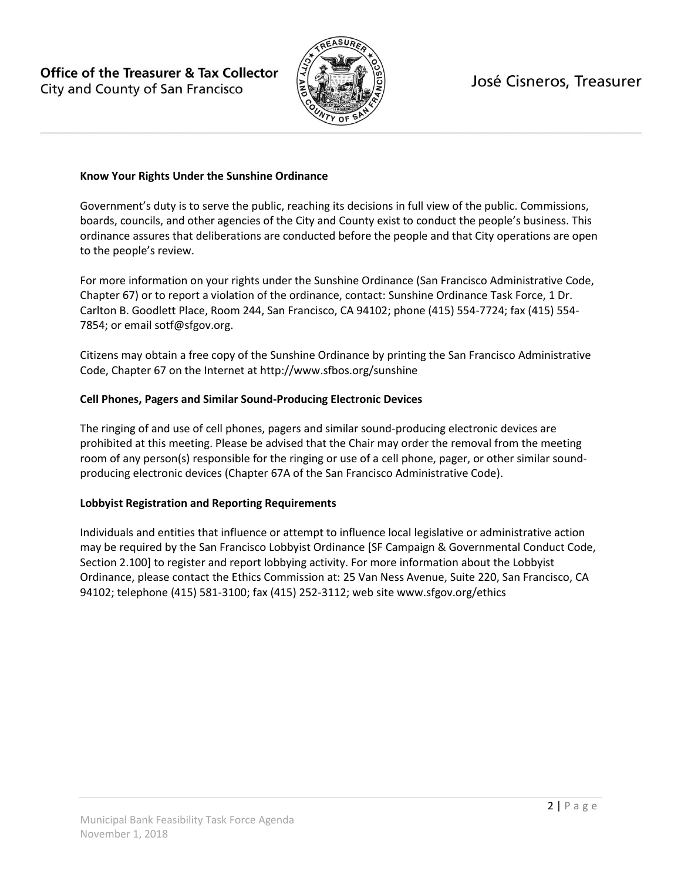### Know Your Rights Under the Sunshine Ordinance

Government's duty is to serve the public, reaching its decisions in full view of the public. Commissions, boards, councils, and other agencies of the City and County exist to conduct the people's business. This ordinance assures that deliberations are conducted before the people and that City operations are open to the people's review.

For more information on your rights under the Sunshine Ordinance (San Francisco Administrative Code, Chapter 67) or to report a violation of the ordinance, contact: Sunshine Ordinance Task Force, 1 Dr. Carlton B. Goodlett Place, Room 244, San Francisco, CA 94102; phone (415) 554-7724; fax (415) 554-7854; or email sotf@sfgov.org.

Citizens may obtain a free copy of the Sunshine Ordinance by printing the San Francisco Administrative Code, Chapter 67 on the Internet at http://www.sfbos.org/sunshine

### Cell Phones, Pagers and Similar Sound-Producing Electronic Devices

The ringing of and use of cell phones, pagers and similar sound-producing electronic devices are prohibited at this meeting. Please be advised that the Chair may order the removal from the meeting room of any person(s) responsible for the ringing or use of a cell phone, pager, or other similar sound-producing electronic devices (Chapter 67A of the San Francisco Administrative Code).

### Lobbyist Registration and Reporting Requirements

Individuals and entities that influence or attempt to influence local legislative or administrative action may be required by the San Francisco Lobbyist Ordinance [SF Campaign & Governmental Conduct Code, Section 2.100] to register and report lobbying activity. For more information about the Lobbyist Ordinance, please contact the Ethics Commission at: 25 Van Ness Avenue, Suite 220, San Francisco, CA 94102; telephone (415) 581-3100; fax (415) 252-3112; web site www.sfgov.org/ethics